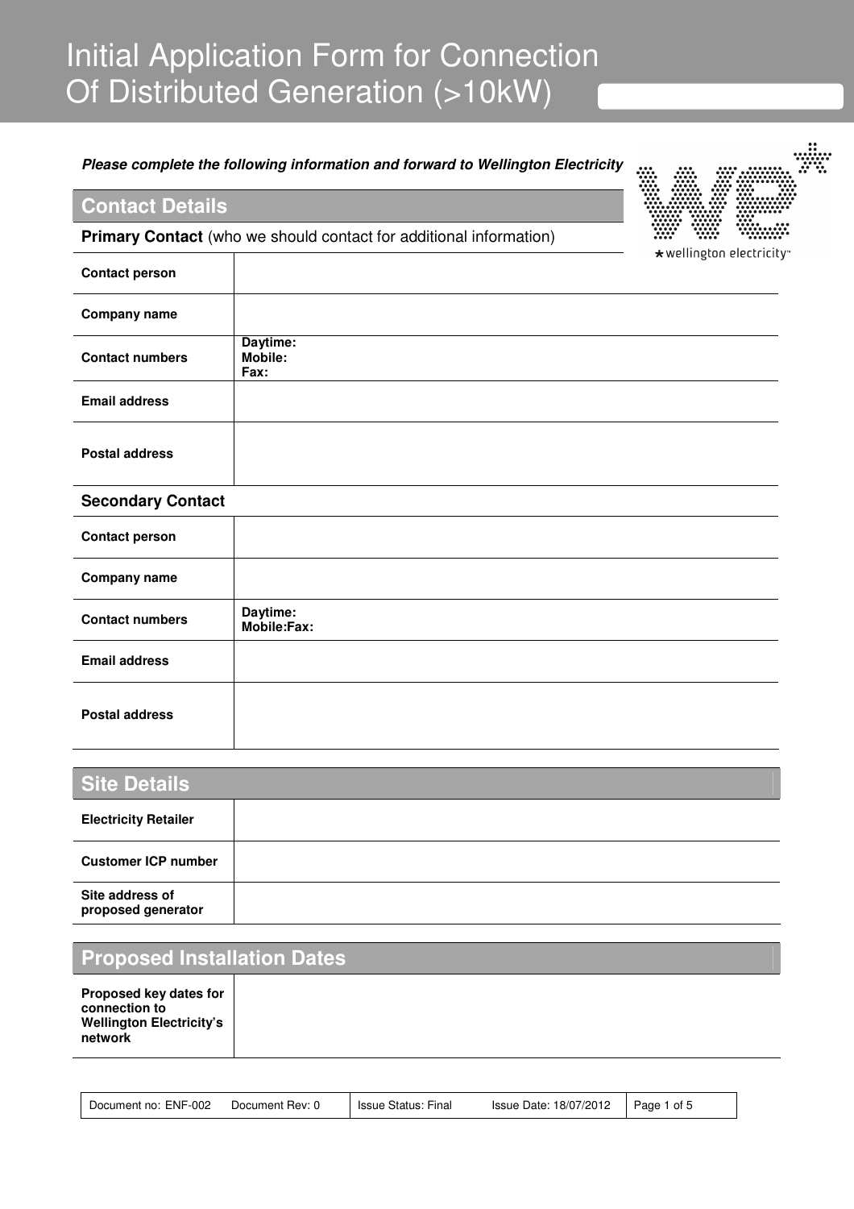# Initial Application Form for Connection Of Distributed Generation (>10kW)

***Please complete the following information and forward to Wellington Electricity***

## Contact Details

**Primary Contact** (who we should contact for additional information)

| | |
|---|---|
| **Contact person** | |
| **Company name** | |
| **Contact numbers** | **Daytime:**<br>**Mobile:**<br>**Fax:** |
| **Email address** | |
| **Postal address** | |

**Secondary Contact**

| | |
|---|---|
| **Contact person** | |
| **Company name** | |
| **Contact numbers** | **Daytime:**<br>**Mobile:Fax:** |
| **Email address** | |
| **Postal address** | |

## Site Details

| | |
|---|---|
| **Electricity Retailer** | |
| **Customer ICP number** | |
| **Site address of proposed generator** | |

## Proposed Installation Dates

| | |
|---|---|
| **Proposed key dates for connection to Wellington Electricity's network** | |

| Document no: ENF-002 Document Rev: 0 | Issue Status: Final Issue Date: 18/07/2012 |
|---|---|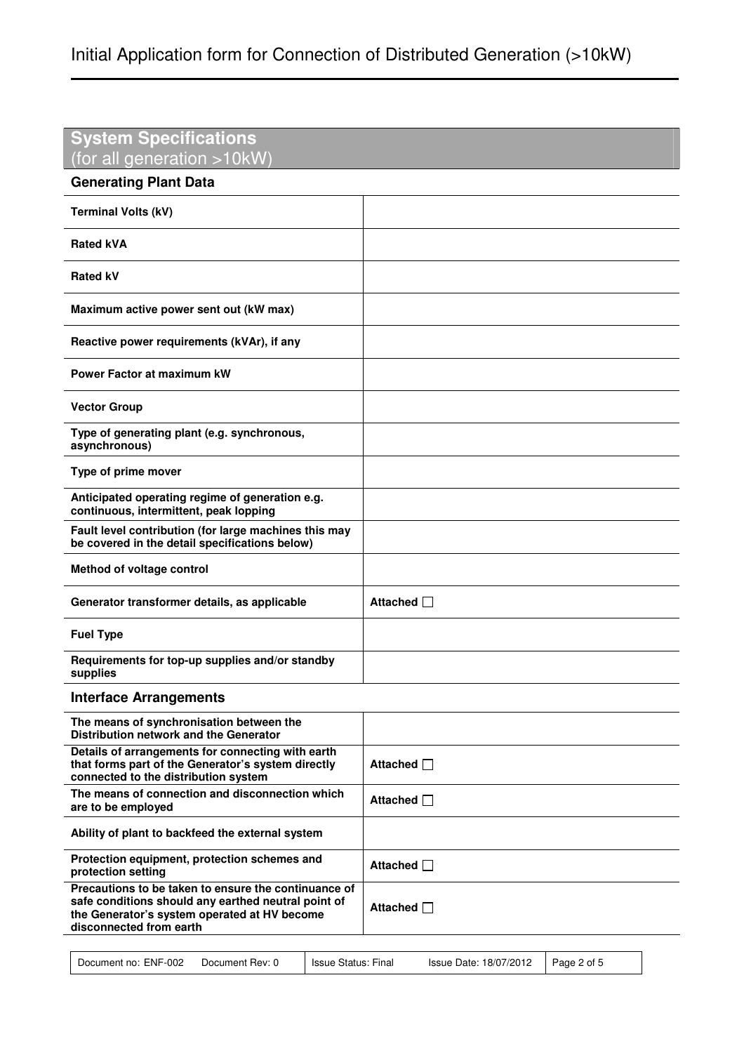## System Specifications
(for all generation >10kW)

### Generating Plant Data

| | |
|---|---|
| **Terminal Volts (kV)** | |
| **Rated kVA** | |
| **Rated kV** | |
| **Maximum active power sent out (kW max)** | |
| **Reactive power requirements (kVAr), if any** | |
| **Power Factor at maximum kW** | |
| **Vector Group** | |
| **Type of generating plant (e.g. synchronous, asynchronous)** | |
| **Type of prime mover** | |
| **Anticipated operating regime of generation e.g. continuous, intermittent, peak lopping** | |
| **Fault level contribution (for large machines this may be covered in the detail specifications below)** | |
| **Method of voltage control** | |
| **Generator transformer details, as applicable** | **Attached** ☐ |
| **Fuel Type** | |
| **Requirements for top-up supplies and/or standby supplies** | |

### Interface Arrangements

| | |
|---|---|
| **The means of synchronisation between the Distribution network and the Generator** | |
| **Details of arrangements for connecting with earth that forms part of the Generator's system directly connected to the distribution system** | **Attached** ☐ |
| **The means of connection and disconnection which are to be employed** | **Attached** ☐ |
| **Ability of plant to backfeed the external system** | |
| **Protection equipment, protection schemes and protection setting** | **Attached** ☐ |
| **Precautions to be taken to ensure the continuance of safe conditions should any earthed neutral point of the Generator's system operated at HV become disconnected from earth** | **Attached** ☐ |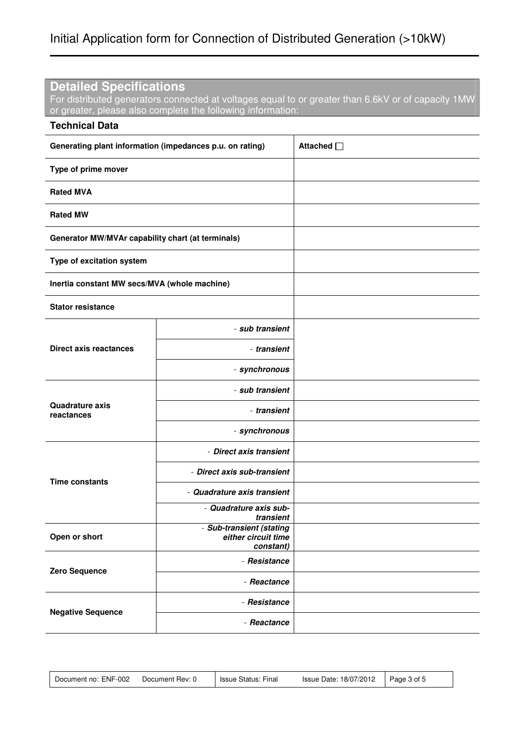# Initial Application form for Connection of Distributed Generation (>10kW)

## Detailed Specifications

For distributed generators connected at voltages equal to or greater than 6.6kV or of capacity 1MW or greater, please also complete the following information:

### Technical Data

| **Generating plant information (impedances p.u. on rating)** | | **Attached ☐** |
|---|---|---|
| **Type of prime mover** | | |
| **Rated MVA** | | |
| **Rated MW** | | |
| **Generator MW/MVAr capability chart (at terminals)** | | |
| **Type of excitation system** | | |
| **Inertia constant MW secs/MVA (whole machine)** | | |
| **Stator resistance** | | |
| **Direct axis reactances** | - ***sub transient*** | |
| | - ***transient*** | |
| | - ***synchronous*** | |
| **Quadrature axis reactances** | - ***sub transient*** | |
| | - ***transient*** | |
| | - ***synchronous*** | |
| **Time constants** | - ***Direct axis transient*** | |
| | - ***Direct axis sub-transient*** | |
| | - ***Quadrature axis transient*** | |
| | - ***Quadrature axis sub-transient*** | |
| **Open or short** | - ***Sub-transient (stating either circuit time constant)*** | |
| **Zero Sequence** | - ***Resistance*** | |
| | - ***Reactance*** | |
| **Negative Sequence** | - ***Resistance*** | |
| | - ***Reactance*** | |

| Document no: ENF-002 Document Rev: 0 | Issue Status: Final | Issue Date: 18/07/2012 |
|---|---|---|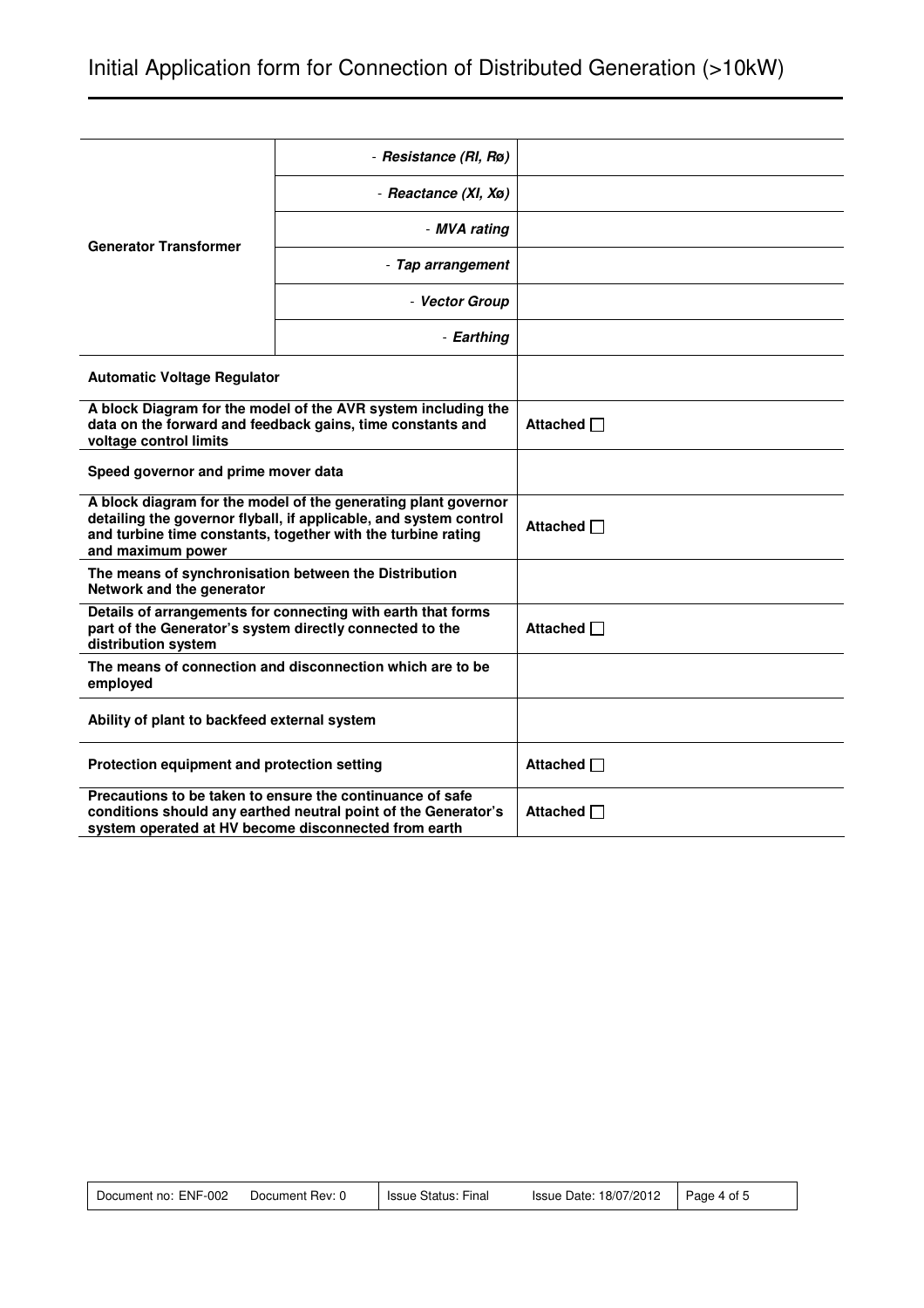| | | |
|---|---|---|
| **Generator Transformer** | - ***Resistance (Rl, Rø)*** | |
| | - ***Reactance (Xl, Xø)*** | |
| | - ***MVA rating*** | |
| | - ***Tap arrangement*** | |
| | - ***Vector Group*** | |
| | - ***Earthing*** | |
| **Automatic Voltage Regulator** | | |
| **A block Diagram for the model of the AVR system including the data on the forward and feedback gains, time constants and voltage control limits** | | **Attached** ☐ |
| **Speed governor and prime mover data** | | |
| **A block diagram for the model of the generating plant governor detailing the governor flyball, if applicable, and system control and turbine time constants, together with the turbine rating and maximum power** | | **Attached** ☐ |
| **The means of synchronisation between the Distribution Network and the generator** | | |
| **Details of arrangements for connecting with earth that forms part of the Generator's system directly connected to the distribution system** | | **Attached** ☐ |
| **The means of connection and disconnection which are to be employed** | | |
| **Ability of plant to backfeed external system** | | |
| **Protection equipment and protection setting** | | **Attached** ☐ |
| **Precautions to be taken to ensure the continuance of safe conditions should any earthed neutral point of the Generator's system operated at HV become disconnected from earth** | | **Attached** ☐ |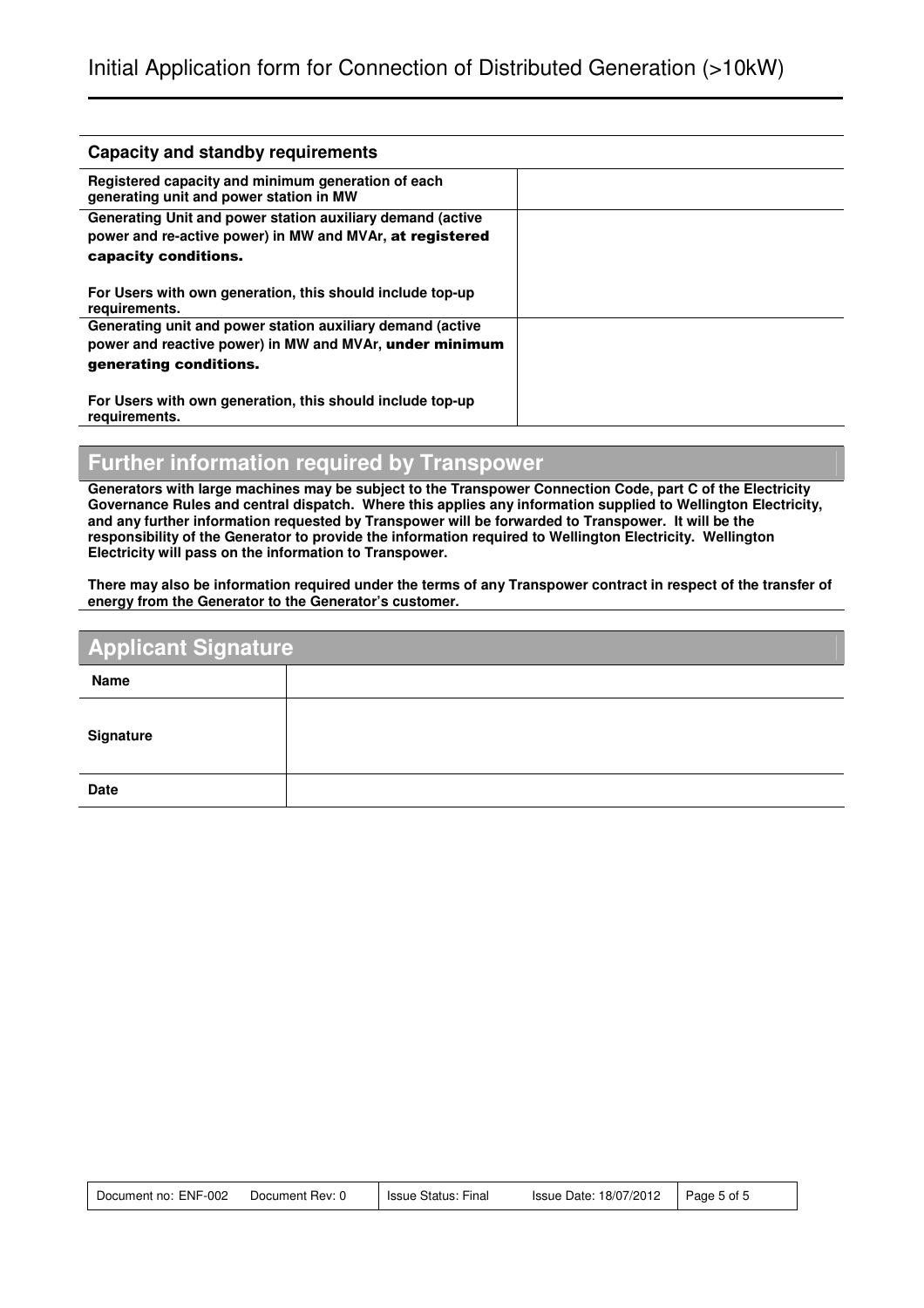| Capacity and standby requirements | |
|---|---|
| **Registered capacity and minimum generation of each generating unit and power station in MW** | |
| **Generating Unit and power station auxiliary demand (active power and re-active power) in MW and MVAr, at registered capacity conditions.**<br><br>**For Users with own generation, this should include top-up requirements.** | |
| **Generating unit and power station auxiliary demand (active power and reactive power) in MW and MVAr, under minimum generating conditions.**<br><br>**For Users with own generation, this should include top-up requirements.** | |

## Further information required by Transpower

**Generators with large machines may be subject to the Transpower Connection Code, part C of the Electricity Governance Rules and central dispatch. Where this applies any information supplied to Wellington Electricity, and any further information requested by Transpower will be forwarded to Transpower. It will be the responsibility of the Generator to provide the information required to Wellington Electricity. Wellington Electricity will pass on the information to Transpower.**

**There may also be information required under the terms of any Transpower contract in respect of the transfer of energy from the Generator to the Generator's customer.**

## Applicant Signature

| | |
|---|---|
| **Name** | |
| **Signature** | |
| **Date** | |